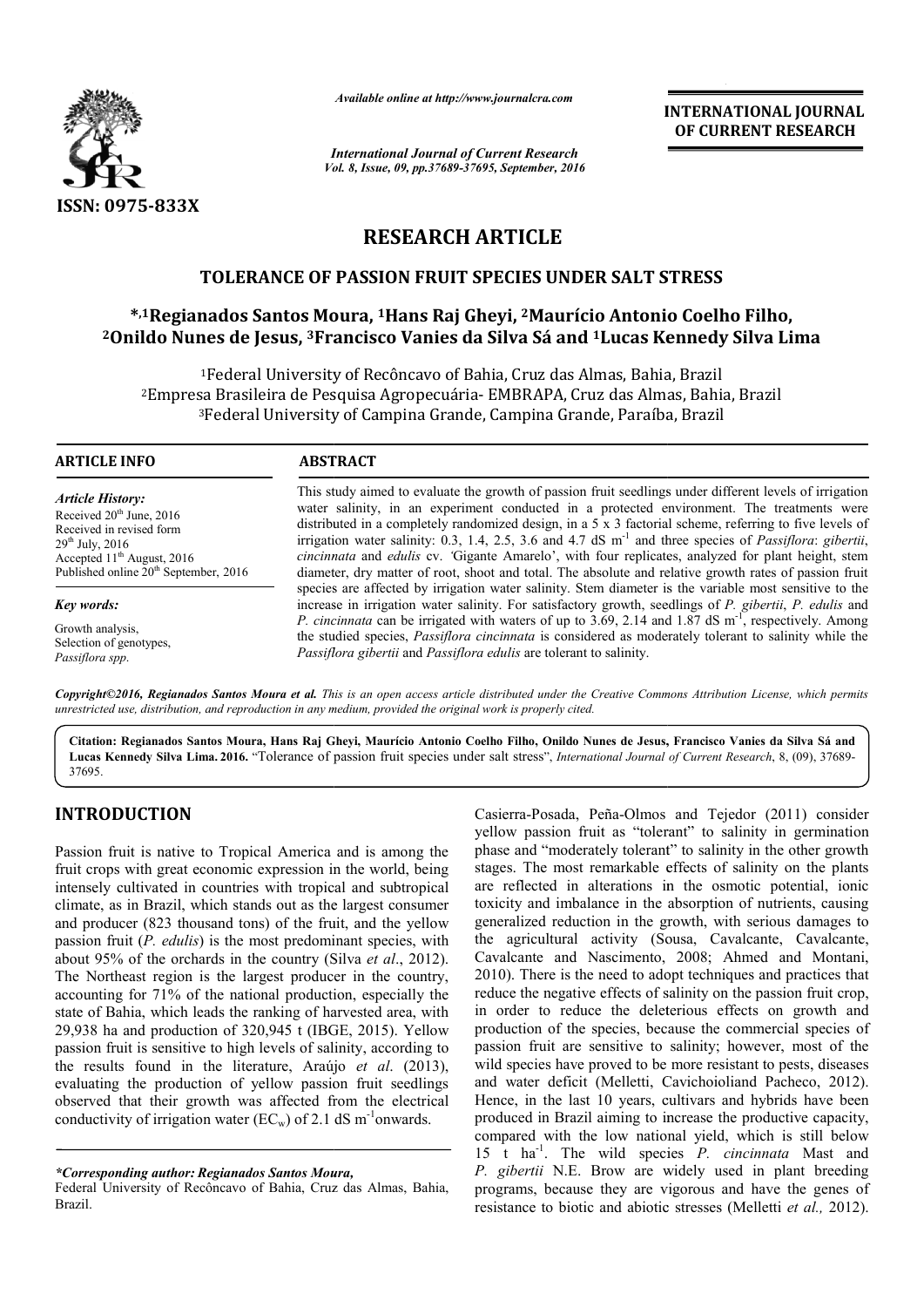*Available online at http://www.journalcra.com*

*International Journal of Current Research*
*Vol. 8, Issue, 09, pp.37689-37695, September, 2016*

**INTERNATIONAL JOURNAL OF CURRENT RESEARCH**

ISSN: 0975-833X

# RESEARCH ARTICLE

## TOLERANCE OF PASSION FRUIT SPECIES UNDER SALT STRESS

**\*,[1]Regianados Santos Moura, [1]Hans Raj Gheyi, [2]Maurício Antonio Coelho Filho, [2]Onildo Nunes de Jesus, [3]Francisco Vanies da Silva Sá and [1]Lucas Kennedy Silva Lima**

[1]Federal University of Recôncavo of Bahia, Cruz das Almas, Bahia, Brazil
[2]Empresa Brasileira de Pesquisa Agropecuária- EMBRAPA, Cruz das Almas, Bahia, Brazil
[3]Federal University of Campina Grande, Campina Grande, Paraíba, Brazil

**ARTICLE INFO**

*Article History:*
Received 20[th] June, 2016
Received in revised form
29[th] July, 2016
Accepted 11[th] August, 2016
Published online 20[th] September, 2016

*Key words:*
Growth analysis,
Selection of genotypes,
*Passiflora spp.*

**ABSTRACT**

This study aimed to evaluate the growth of passion fruit seedlings under different levels of irrigation water salinity, in an experiment conducted in a protected environment. The treatments were distributed in a completely randomized design, in a 5 x 3 factorial scheme, referring to five levels of irrigation water salinity: 0.3, 1.4, 2.5, 3.6 and 4.7 dS $m^{-1}$ and three species of *Passiflora*: *gibertii*, *cincinnata* and *edulis* cv. 'Gigante Amarelo', with four replicates, analyzed for plant height, stem diameter, dry matter of root, shoot and total. The absolute and relative growth rates of passion fruit species are affected by irrigation water salinity. Stem diameter is the variable most sensitive to the increase in irrigation water salinity. For satisfactory growth, seedlings of *P. gibertii*, *P. edulis* and *P. cincinnata* can be irrigated with waters of up to 3.69, 2.14 and 1.87 dS $m^{-1}$, respectively. Among the studied species, *Passiflora cincinnata* is considered as moderately tolerant to salinity while the *Passiflora gibertii* and *Passiflora edulis* are tolerant to salinity.

*Copyright©2016, Regianados Santos Moura et al. This is an open access article distributed under the Creative Commons Attribution License, which permits unrestricted use, distribution, and reproduction in any medium, provided the original work is properly cited.*

**Citation: Regianados Santos Moura, Hans Raj Gheyi, Maurício Antonio Coelho Filho, Onildo Nunes de Jesus, Francisco Vanies da Silva Sá and Lucas Kennedy Silva Lima. 2016.** "Tolerance of passion fruit species under salt stress", *International Journal of Current Research*, 8, (09), 37689-37695.

## INTRODUCTION

Passion fruit is native to Tropical America and is among the fruit crops with great economic expression in the world, being intensely cultivated in countries with tropical and subtropical climate, as in Brazil, which stands out as the largest consumer and producer (823 thousand tons) of the fruit, and the yellow passion fruit (*P. edulis*) is the most predominant species, with about 95% of the orchards in the country (Silva *et al*., 2012). The Northeast region is the largest producer in the country, accounting for 71% of the national production, especially the state of Bahia, which leads the ranking of harvested area, with 29,938 ha and production of 320,945 t (IBGE, 2015). Yellow passion fruit is sensitive to high levels of salinity, according to the results found in the literature, Araújo *et al*. (2013), evaluating the production of yellow passion fruit seedlings observed that their growth was affected from the electrical conductivity of irrigation water ($EC_w$) of 2.1 dS $m^{-1}$onwards.

Casierra-Posada, Peña-Olmos and Tejedor (2011) consider yellow passion fruit as "tolerant" to salinity in germination phase and "moderately tolerant" to salinity in the other growth stages. The most remarkable effects of salinity on the plants are reflected in alterations in the osmotic potential, ionic toxicity and imbalance in the absorption of nutrients, causing generalized reduction in the growth, with serious damages to the agricultural activity (Sousa, Cavalcante, Cavalcante, Cavalcante and Nascimento, 2008; Ahmed and Montani, 2010). There is the need to adopt techniques and practices that reduce the negative effects of salinity on the passion fruit crop, in order to reduce the deleterious effects on growth and production of the species, because the commercial species of passion fruit are sensitive to salinity; however, most of the wild species have proved to be more resistant to pests, diseases and water deficit (Melletti, Cavichioliand Pacheco, 2012). Hence, in the last 10 years, cultivars and hybrids have been produced in Brazil aiming to increase the productive capacity, compared with the low national yield, which is still below 15 t $ha^{-1}$. The wild species *P. cincinnata* Mast and *P. gibertii* N.E. Brow are widely used in plant breeding programs, because they are vigorous and have the genes of resistance to biotic and abiotic stresses (Melletti *et al.,* 2012).

*\*Corresponding author: Regianados Santos Moura,*
Federal University of Recôncavo of Bahia, Cruz das Almas, Bahia, Brazil.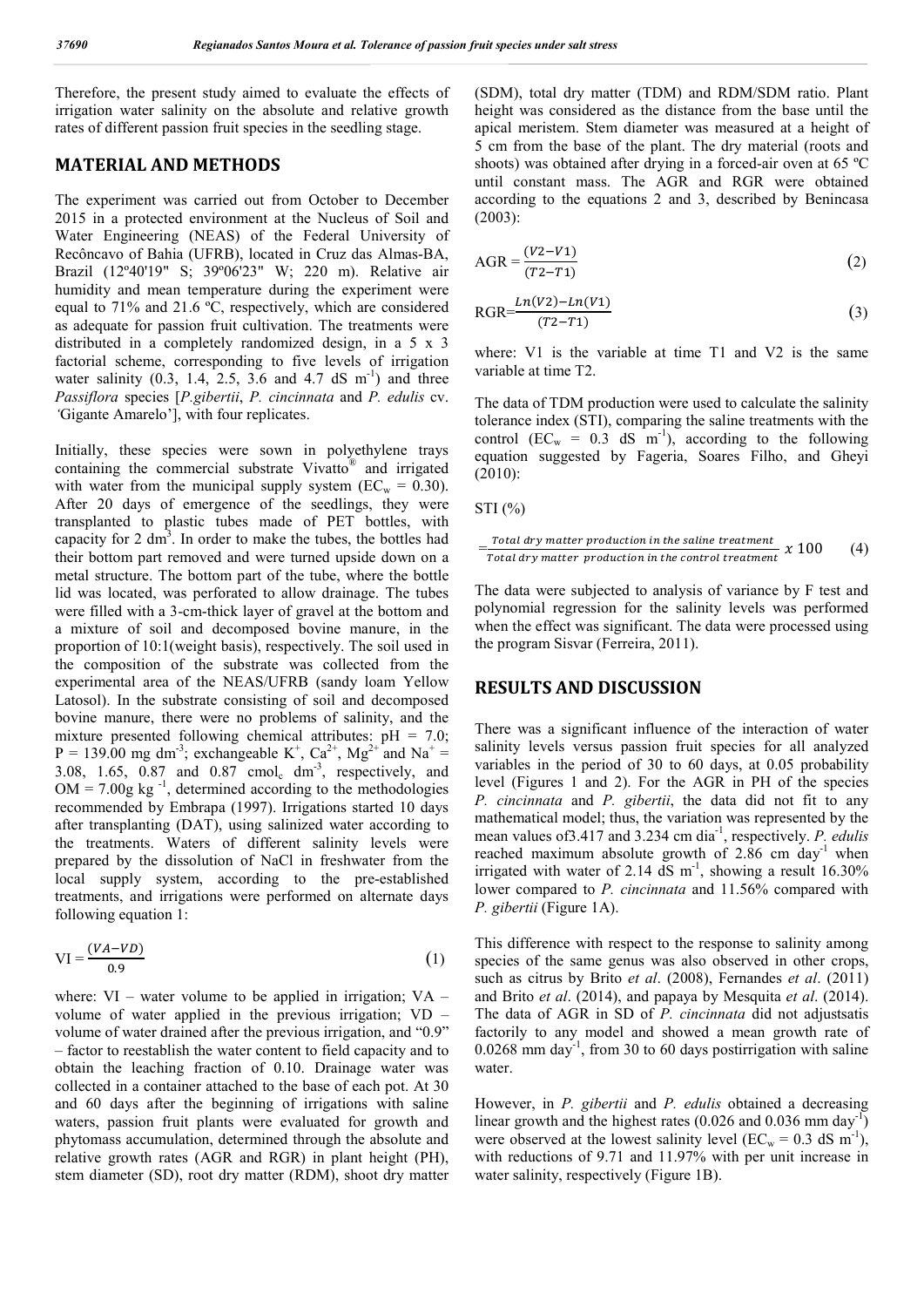Therefore, the present study aimed to evaluate the effects of irrigation water salinity on the absolute and relative growth rates of different passion fruit species in the seedling stage.

## MATERIAL AND METHODS

The experiment was carried out from October to December 2015 in a protected environment at the Nucleus of Soil and Water Engineering (NEAS) of the Federal University of Recôncavo of Bahia (UFRB), located in Cruz das Almas-BA, Brazil (12º40'19" S; 39º06'23" W; 220 m). Relative air humidity and mean temperature during the experiment were equal to 71% and 21.6 ºC, respectively, which are considered as adequate for passion fruit cultivation. The treatments were distributed in a completely randomized design, in a 5 x 3 factorial scheme, corresponding to five levels of irrigation water salinity (0.3, 1.4, 2.5, 3.6 and 4.7 dS $m^{-1}$) and three *Passiflora* species [*P.gibertii*, *P. cincinnata* and *P. edulis* cv. *'*Gigante Amarelo'], with four replicates.

Initially, these species were sown in polyethylene trays containing the commercial substrate Vivatto® and irrigated with water from the municipal supply system ($EC_w$ = 0.30). After 20 days of emergence of the seedlings, they were transplanted to plastic tubes made of PET bottles, with capacity for 2 $dm^3$. In order to make the tubes, the bottles had their bottom part removed and were turned upside down on a metal structure. The bottom part of the tube, where the bottle lid was located, was perforated to allow drainage. The tubes were filled with a 3-cm-thick layer of gravel at the bottom and a mixture of soil and decomposed bovine manure, in the proportion of 10:1(weight basis), respectively. The soil used in the composition of the substrate was collected from the experimental area of the NEAS/UFRB (sandy loam Yellow Latosol). In the substrate consisting of soil and decomposed bovine manure, there were no problems of salinity, and the mixture presented following chemical attributes: pH = 7.0; P = 139.00 mg $dm^{-3}$; exchangeable $K^+$, $Ca^{2+}$, $Mg^{2+}$ and $Na^+$ = 3.08, 1.65, 0.87 and 0.87 $cmol_c$ $dm^{-3}$, respectively, and OM = 7.00g $kg^{-1}$, determined according to the methodologies recommended by Embrapa (1997). Irrigations started 10 days after transplanting (DAT), using salinized water according to the treatments. Waters of different salinity levels were prepared by the dissolution of NaCl in freshwater from the local supply system, according to the pre-established treatments, and irrigations were performed on alternate days following equation 1:

$$VI = \frac{(VA - VD)}{0.9} \quad (1)$$

where: VI – water volume to be applied in irrigation; VA – volume of water applied in the previous irrigation; VD – volume of water drained after the previous irrigation, and "0.9" – factor to reestablish the water content to field capacity and to obtain the leaching fraction of 0.10. Drainage water was collected in a container attached to the base of each pot. At 30 and 60 days after the beginning of irrigations with saline waters, passion fruit plants were evaluated for growth and phytomass accumulation, determined through the absolute and relative growth rates (AGR and RGR) in plant height (PH), stem diameter (SD), root dry matter (RDM), shoot dry matter (SDM), total dry matter (TDM) and RDM/SDM ratio. Plant height was considered as the distance from the base until the apical meristem. Stem diameter was measured at a height of 5 cm from the base of the plant. The dry material (roots and shoots) was obtained after drying in a forced-air oven at 65 ºC until constant mass. The AGR and RGR were obtained according to the equations 2 and 3, described by Benincasa (2003):

$$AGR = \frac{(V2 - V1)}{(T2 - T1)} \quad (2)$$

$$RGR = \frac{Ln(V2) - Ln(V1)}{(T2 - T1)} \quad (3)$$

where: V1 is the variable at time T1 and V2 is the same variable at time T2.

The data of TDM production were used to calculate the salinity tolerance index (STI), comparing the saline treatments with the control ($EC_w$ = 0.3 dS $m^{-1}$), according to the following equation suggested by Fageria, Soares Filho, and Gheyi (2010):

STI (%)

$$= \frac{\textit{Total dry matter production in the saline treatment}}{\textit{Total dry matter production in the control treatment}} \, x \, 100 \quad (4)$$

The data were subjected to analysis of variance by F test and polynomial regression for the salinity levels was performed when the effect was significant. The data were processed using the program Sisvar (Ferreira, 2011).

## RESULTS AND DISCUSSION

There was a significant influence of the interaction of water salinity levels versus passion fruit species for all analyzed variables in the period of 30 to 60 days, at 0.05 probability level (Figures 1 and 2). For the AGR in PH of the species *P. cincinnata* and *P. gibertii*, the data did not fit to any mathematical model; thus, the variation was represented by the mean values of3.417 and 3.234 cm $dia^{-1}$, respectively. *P. edulis* reached maximum absolute growth of 2.86 cm $day^{-1}$ when irrigated with water of 2.14 dS $m^{-1}$, showing a result 16.30% lower compared to *P. cincinnata* and 11.56% compared with *P. gibertii* (Figure 1A).

This difference with respect to the response to salinity among species of the same genus was also observed in other crops, such as citrus by Brito *et al*. (2008), Fernandes *et al*. (2011) and Brito *et al*. (2014), and papaya by Mesquita *et al*. (2014). The data of AGR in SD of *P. cincinnata* did not adjustsatis factorily to any model and showed a mean growth rate of 0.0268 mm $day^{-1}$, from 30 to 60 days postirrigation with saline water.

However, in *P. gibertii* and *P. edulis* obtained a decreasing linear growth and the highest rates (0.026 and 0.036 mm $day^{-1}$) were observed at the lowest salinity level ($EC_w$ = 0.3 dS $m^{-1}$), with reductions of 9.71 and 11.97% with per unit increase in water salinity, respectively (Figure 1B).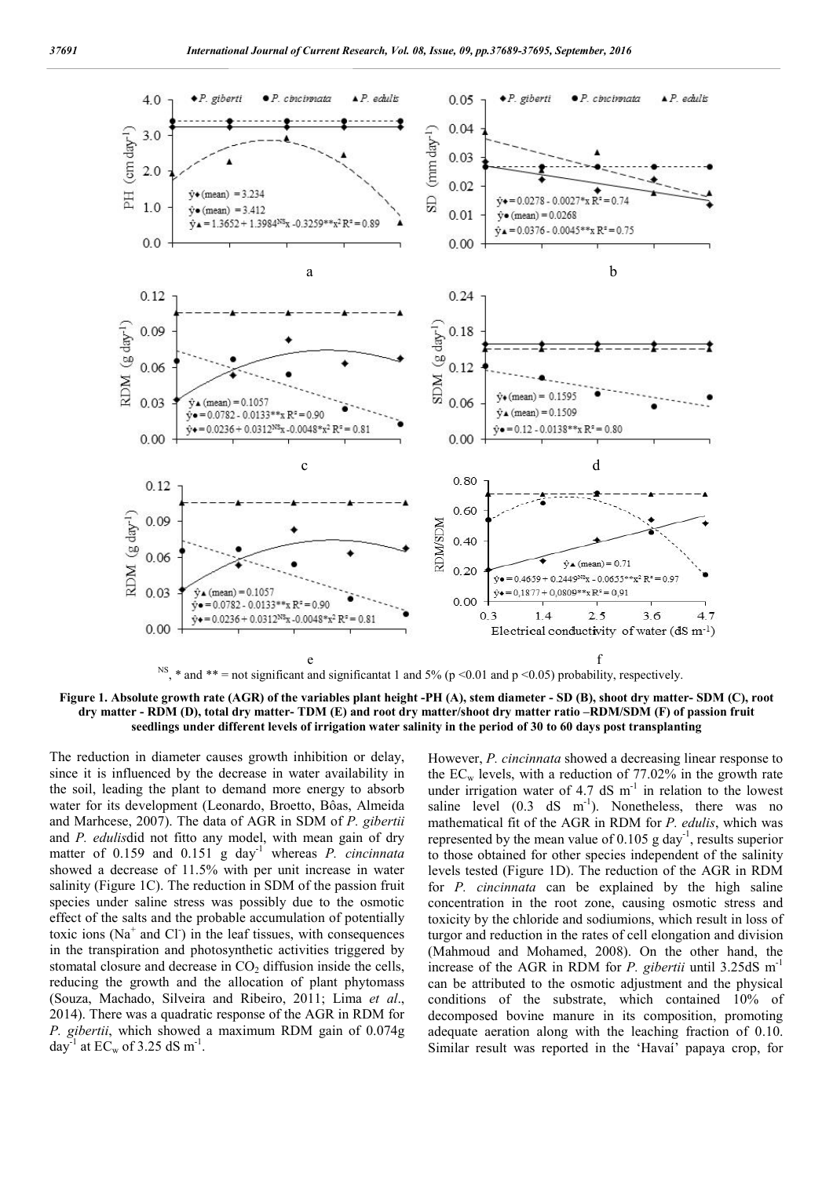$^{NS}$, * and ** = not significant and significantat 1 and 5% (p <0.01 and p <0.05) probability, respectively.

**Figure 1. Absolute growth rate (AGR) of the variables plant height -PH (A), stem diameter - SD (B), shoot dry matter- SDM (C), root dry matter - RDM (D), total dry matter- TDM (E) and root dry matter/shoot dry matter ratio –RDM/SDM (F) of passion fruit seedlings under different levels of irrigation water salinity in the period of 30 to 60 days post transplanting**

The reduction in diameter causes growth inhibition or delay, since it is influenced by the decrease in water availability in the soil, leading the plant to demand more energy to absorb water for its development (Leonardo, Broetto, Bôas, Almeida and Marhcese, 2007). The data of AGR in SDM of *P. gibertii* and *P. edulis*did not fitto any model, with mean gain of dry matter of 0.159 and 0.151 g day$^{-1}$ whereas *P. cincinnata* showed a decrease of 11.5% with per unit increase in water salinity (Figure 1C). The reduction in SDM of the passion fruit species under saline stress was possibly due to the osmotic effect of the salts and the probable accumulation of potentially toxic ions ($Na^+$ and $Cl^-$) in the leaf tissues, with consequences in the transpiration and photosynthetic activities triggered by stomatal closure and decrease in $CO_2$ diffusion inside the cells, reducing the growth and the allocation of plant phytomass (Souza, Machado, Silveira and Ribeiro, 2011; Lima *et al*., 2014). There was a quadratic response of the AGR in RDM for *P. gibertii*, which showed a maximum RDM gain of 0.074g day$^{-1}$ at $EC_w$ of 3.25 dS m$^{-1}$.

However, *P. cincinnata* showed a decreasing linear response to the $EC_w$ levels, with a reduction of 77.02% in the growth rate under irrigation water of 4.7 dS m$^{-1}$ in relation to the lowest saline level (0.3 dS m$^{-1}$). Nonetheless, there was no mathematical fit of the AGR in RDM for *P. edulis*, which was represented by the mean value of 0.105 g day$^{-1}$, results superior to those obtained for other species independent of the salinity levels tested (Figure 1D). The reduction of the AGR in RDM for *P. cincinnata* can be explained by the high saline concentration in the root zone, causing osmotic stress and toxicity by the chloride and sodiumions, which result in loss of turgor and reduction in the rates of cell elongation and division (Mahmoud and Mohamed, 2008). On the other hand, the increase of the AGR in RDM for *P. gibertii* until 3.25dS m$^{-1}$ can be attributed to the osmotic adjustment and the physical conditions of the substrate, which contained 10% of decomposed bovine manure in its composition, promoting adequate aeration along with the leaching fraction of 0.10. Similar result was reported in the 'Havaí' papaya crop, for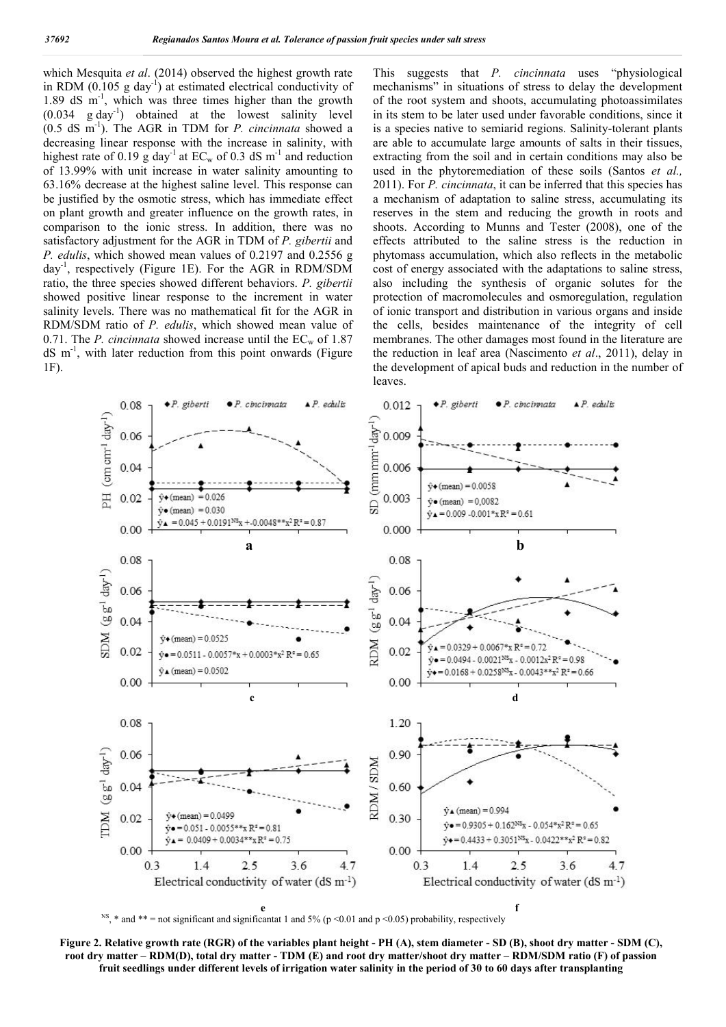which Mesquita *et al*. (2014) observed the highest growth rate in RDM (0.105 g $day^{-1}$) at estimated electrical conductivity of 1.89 dS $m^{-1}$, which was three times higher than the growth (0.034 g $day^{-1}$) obtained at the lowest salinity level (0.5 dS $m^{-1}$). The AGR in TDM for *P. cincinnata* showed a decreasing linear response with the increase in salinity, with highest rate of 0.19 g $day^{-1}$ at $EC_w$ of 0.3 dS $m^{-1}$ and reduction of 13.99% with unit increase in water salinity amounting to 63.16% decrease at the highest saline level. This response can be justified by the osmotic stress, which has immediate effect on plant growth and greater influence on the growth rates, in comparison to the ionic stress. In addition, there was no satisfactory adjustment for the AGR in TDM of *P. gibertii* and *P. edulis*, which showed mean values of 0.2197 and 0.2556 g $day^{-1}$, respectively (Figure 1E). For the AGR in RDM/SDM ratio, the three species showed different behaviors. *P. gibertii* showed positive linear response to the increment in water salinity levels. There was no mathematical fit for the AGR in RDM/SDM ratio of *P. edulis*, which showed mean value of 0.71. The *P. cincinnata* showed increase until the $EC_w$ of 1.87 dS $m^{-1}$, with later reduction from this point onwards (Figure 1F).

This suggests that *P. cincinnata* uses "physiological mechanisms" in situations of stress to delay the development of the root system and shoots, accumulating photoassimilates in its stem to be later used under favorable conditions, since it is a species native to semiarid regions. Salinity-tolerant plants are able to accumulate large amounts of salts in their tissues, extracting from the soil and in certain conditions may also be used in the phytoremediation of these soils (Santos *et al.,* 2011). For *P. cincinnata*, it can be inferred that this species has a mechanism of adaptation to saline stress, accumulating its reserves in the stem and reducing the growth in roots and shoots. According to Munns and Tester (2008), one of the effects attributed to the saline stress is the reduction in phytomass accumulation, which also reflects in the metabolic cost of energy associated with the adaptations to saline stress, also including the synthesis of organic solutes for the protection of macromolecules and osmoregulation, regulation of ionic transport and distribution in various organs and inside the cells, besides maintenance of the integrity of cell membranes. The other damages most found in the literature are the reduction in leaf area (Nascimento *et al*., 2011), delay in the development of apical buds and reduction in the number of leaves.

$^{NS}$, * and ** = not significant and significantat 1 and 5% ($p < 0.01$ and $p < 0.05$) probability, respectively

**Figure 2. Relative growth rate (RGR) of the variables plant height - PH (A), stem diameter - SD (B), shoot dry matter - SDM (C), root dry matter – RDM(D), total dry matter - TDM (E) and root dry matter/shoot dry matter – RDM/SDM ratio (F) of passion fruit seedlings under different levels of irrigation water salinity in the period of 30 to 60 days after transplanting**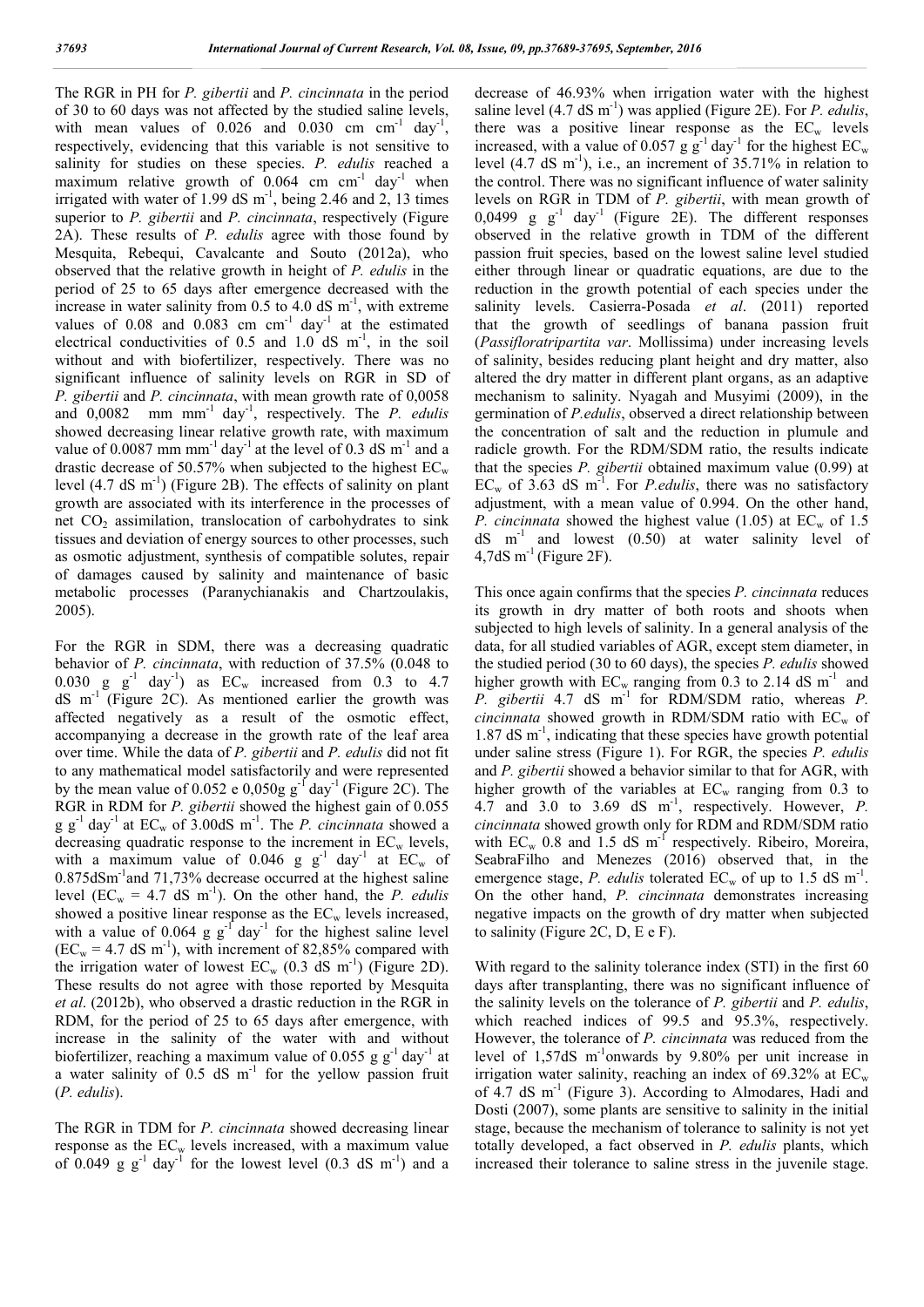The RGR in PH for *P. gibertii* and *P. cincinnata* in the period of 30 to 60 days was not affected by the studied saline levels, with mean values of 0.026 and 0.030 cm $cm^{-1}$ $day^{-1}$, respectively, evidencing that this variable is not sensitive to salinity for studies on these species. *P. edulis* reached a maximum relative growth of 0.064 cm $cm^{-1}$ $day^{-1}$ when irrigated with water of 1.99 dS $m^{-1}$, being 2.46 and 2, 13 times superior to *P. gibertii* and *P. cincinnata*, respectively (Figure 2A). These results of *P. edulis* agree with those found by Mesquita, Rebequi, Cavalcante and Souto (2012a), who observed that the relative growth in height of *P. edulis* in the period of 25 to 65 days after emergence decreased with the increase in water salinity from 0.5 to 4.0 dS $m^{-1}$, with extreme values of 0.08 and 0.083 cm $cm^{-1}$ $day^{-1}$ at the estimated electrical conductivities of 0.5 and 1.0 dS $m^{-1}$, in the soil without and with biofertilizer, respectively. There was no significant influence of salinity levels on RGR in SD of *P. gibertii* and *P. cincinnata*, with mean growth rate of 0,0058 and 0,0082 mm $mm^{-1}$ $day^{-1}$, respectively. The *P. edulis* showed decreasing linear relative growth rate, with maximum value of 0.0087 mm $mm^{-1}$ $day^{-1}$ at the level of 0.3 dS $m^{-1}$ and a drastic decrease of 50.57% when subjected to the highest $EC_w$ level (4.7 dS $m^{-1}$) (Figure 2B). The effects of salinity on plant growth are associated with its interference in the processes of net $CO_2$ assimilation, translocation of carbohydrates to sink tissues and deviation of energy sources to other processes, such as osmotic adjustment, synthesis of compatible solutes, repair of damages caused by salinity and maintenance of basic metabolic processes (Paranychianakis and Chartzoulakis, 2005).

For the RGR in SDM, there was a decreasing quadratic behavior of *P. cincinnata*, with reduction of 37.5% (0.048 to 0.030 g $g^{-1}$ $day^{-1}$) as $EC_w$ increased from 0.3 to 4.7 dS $m^{-1}$ (Figure 2C). As mentioned earlier the growth was affected negatively as a result of the osmotic effect, accompanying a decrease in the growth rate of the leaf area over time. While the data of *P. gibertii* and *P. edulis* did not fit to any mathematical model satisfactorily and were represented by the mean value of 0.052 e 0,050g $g^{-1}$ $day^{-1}$ (Figure 2C). The RGR in RDM for *P. gibertii* showed the highest gain of 0.055 g $g^{-1}$ $day^{-1}$ at $EC_w$ of 3.00dS $m^{-1}$. The *P. cincinnata* showed a decreasing quadratic response to the increment in $EC_w$ levels, with a maximum value of 0.046 g $g^{-1}$ $day^{-1}$ at $EC_w$ of 0.875dS$m^{-1}$and 71,73% decrease occurred at the highest saline level ($EC_w$ = 4.7 dS $m^{-1}$). On the other hand, the *P. edulis* showed a positive linear response as the $EC_w$ levels increased, with a value of 0.064 g $g^{-1}$ $day^{-1}$ for the highest saline level ($EC_w$ = 4.7 dS $m^{-1}$), with increment of 82,85% compared with the irrigation water of lowest $EC_w$ (0.3 dS $m^{-1}$) (Figure 2D). These results do not agree with those reported by Mesquita *et al*. (2012b), who observed a drastic reduction in the RGR in RDM, for the period of 25 to 65 days after emergence, with increase in the salinity of the water with and without biofertilizer, reaching a maximum value of 0.055 g $g^{-1}$ $day^{-1}$ at a water salinity of 0.5 dS $m^{-1}$ for the yellow passion fruit (*P. edulis*).

The RGR in TDM for *P. cincinnata* showed decreasing linear response as the $EC_w$ levels increased, with a maximum value of 0.049 g $g^{-1}$ $day^{-1}$ for the lowest level (0.3 dS $m^{-1}$) and a decrease of 46.93% when irrigation water with the highest saline level (4.7 dS $m^{-1}$) was applied (Figure 2E). For *P. edulis*, there was a positive linear response as the $EC_w$ levels increased, with a value of 0.057 g $g^{-1}$ $day^{-1}$ for the highest $EC_w$ level (4.7 dS $m^{-1}$), i.e., an increment of 35.71% in relation to the control. There was no significant influence of water salinity levels on RGR in TDM of *P. gibertii*, with mean growth of 0,0499 g $g^{-1}$ $day^{-1}$ (Figure 2E). The different responses observed in the relative growth in TDM of the different passion fruit species, based on the lowest saline level studied either through linear or quadratic equations, are due to the reduction in the growth potential of each species under the salinity levels. Casierra-Posada *et al*. (2011) reported that the growth of seedlings of banana passion fruit (*Passifloratripartita var*. Mollissima) under increasing levels of salinity, besides reducing plant height and dry matter, also altered the dry matter in different plant organs, as an adaptive mechanism to salinity. Nyagah and Musyimi (2009), in the germination of *P.edulis*, observed a direct relationship between the concentration of salt and the reduction in plumule and radicle growth. For the RDM/SDM ratio, the results indicate that the species *P. gibertii* obtained maximum value (0.99) at $EC_w$ of 3.63 dS $m^{-1}$. For *P.edulis*, there was no satisfactory adjustment, with a mean value of 0.994. On the other hand, *P. cincinnata* showed the highest value (1.05) at $EC_w$ of 1.5 dS $m^{-1}$ and lowest (0.50) at water salinity level of 4,7dS $m^{-1}$ (Figure 2F).

This once again confirms that the species *P. cincinnata* reduces its growth in dry matter of both roots and shoots when subjected to high levels of salinity. In a general analysis of the data, for all studied variables of AGR, except stem diameter, in the studied period (30 to 60 days), the species *P. edulis* showed higher growth with $EC_w$ ranging from 0.3 to 2.14 dS $m^{-1}$ and *P. gibertii* 4.7 dS $m^{-1}$ for RDM/SDM ratio, whereas *P. cincinnata* showed growth in RDM/SDM ratio with $EC_w$ of 1.87 dS $m^{-1}$, indicating that these species have growth potential under saline stress (Figure 1). For RGR, the species *P. edulis* and *P. gibertii* showed a behavior similar to that for AGR, with higher growth of the variables at $EC_w$ ranging from 0.3 to 4.7 and 3.0 to 3.69 dS $m^{-1}$, respectively. However, *P. cincinnata* showed growth only for RDM and RDM/SDM ratio with $EC_w$ 0.8 and 1.5 dS $m^{-1}$ respectively. Ribeiro, Moreira, SeabraFilho and Menezes (2016) observed that, in the emergence stage, *P. edulis* tolerated $EC_w$ of up to 1.5 dS $m^{-1}$. On the other hand, *P. cincinnata* demonstrates increasing negative impacts on the growth of dry matter when subjected to salinity (Figure 2C, D, E e F).

With regard to the salinity tolerance index (STI) in the first 60 days after transplanting, there was no significant influence of the salinity levels on the tolerance of *P. gibertii* and *P. edulis*, which reached indices of 99.5 and 95.3%, respectively. However, the tolerance of *P. cincinnata* was reduced from the level of 1,57dS $m^{-1}$onwards by 9.80% per unit increase in irrigation water salinity, reaching an index of 69.32% at $EC_w$ of 4.7 dS $m^{-1}$ (Figure 3). According to Almodares, Hadi and Dosti (2007), some plants are sensitive to salinity in the initial stage, because the mechanism of tolerance to salinity is not yet totally developed, a fact observed in *P. edulis* plants, which increased their tolerance to saline stress in the juvenile stage.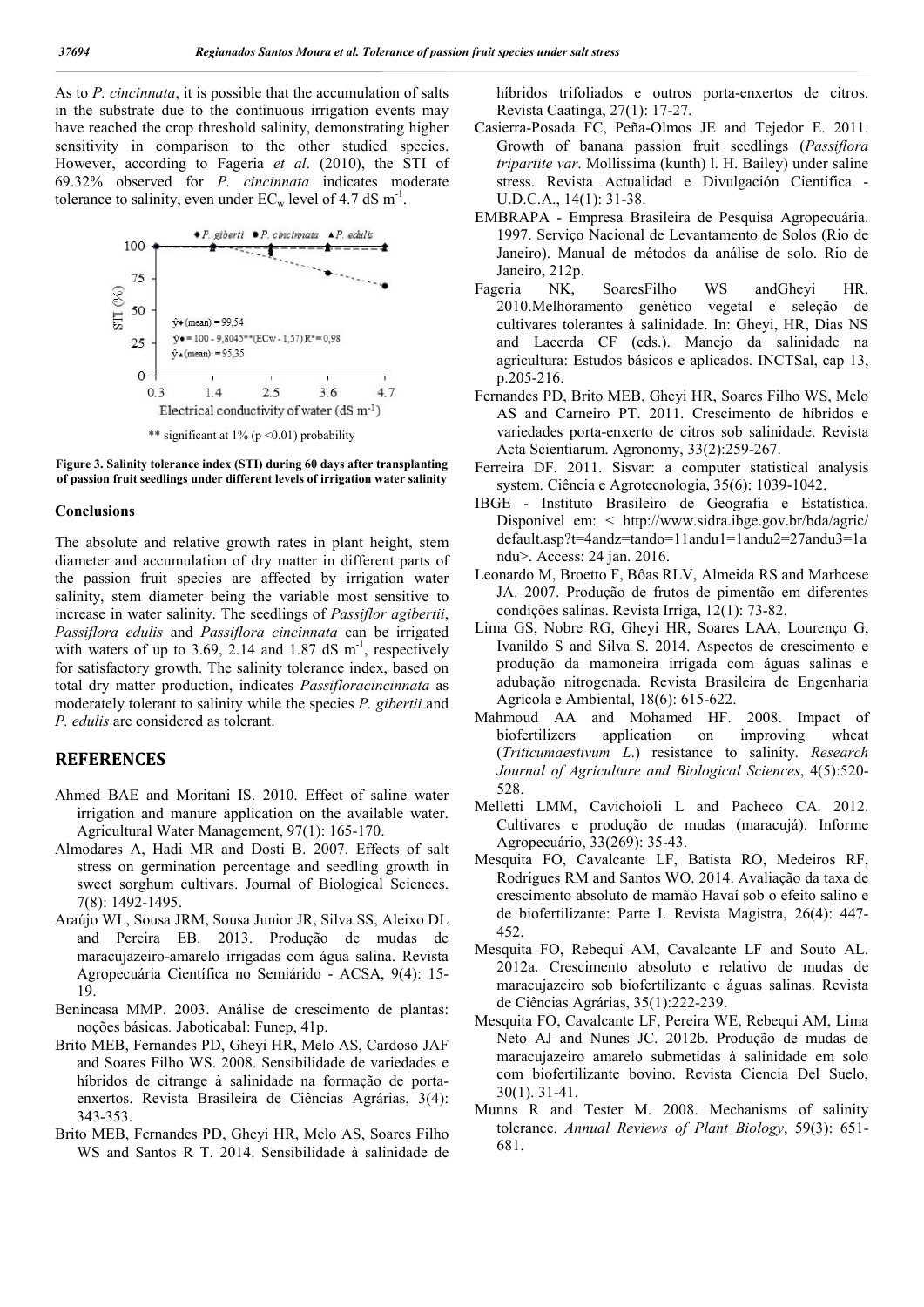As to *P. cincinnata*, it is possible that the accumulation of salts in the substrate due to the continuous irrigation events may have reached the crop threshold salinity, demonstrating higher sensitivity in comparison to the other studied species. However, according to Fageria *et al*. (2010), the STI of 69.32% observed for *P. cincinnata* indicates moderate tolerance to salinity, even under $EC_w$ level of 4.7 dS $m^{-1}$.

** significant at 1% (p <0.01) probability

**Figure 3. Salinity tolerance index (STI) during 60 days after transplanting of passion fruit seedlings under different levels of irrigation water salinity**

## Conclusions

The absolute and relative growth rates in plant height, stem diameter and accumulation of dry matter in different parts of the passion fruit species are affected by irrigation water salinity, stem diameter being the variable most sensitive to increase in water salinity. The seedlings of *Passiflor agibertii*, *Passiflora edulis* and *Passiflora cincinnata* can be irrigated with waters of up to 3.69, 2.14 and 1.87 dS $m^{-1}$, respectively for satisfactory growth. The salinity tolerance index, based on total dry matter production, indicates *Passifloracincinnata* as moderately tolerant to salinity while the species *P. gibertii* and *P. edulis* are considered as tolerant.

## REFERENCES

Ahmed BAE and Moritani IS. 2010. Effect of saline water irrigation and manure application on the available water. Agricultural Water Management, 97(1): 165-170.

Almodares A, Hadi MR and Dosti B. 2007. Effects of salt stress on germination percentage and seedling growth in sweet sorghum cultivars. Journal of Biological Sciences. 7(8): 1492-1495.

Araújo WL, Sousa JRM, Sousa Junior JR, Silva SS, Aleixo DL and Pereira EB. 2013. Produção de mudas de maracujazeiro-amarelo irrigadas com água salina. Revista Agropecuária Científica no Semiárido - ACSA, 9(4): 15-19.

Benincasa MMP. 2003. Análise de crescimento de plantas: noções básicas*.* Jaboticabal: Funep, 41p.

Brito MEB, Fernandes PD, Gheyi HR, Melo AS, Cardoso JAF and Soares Filho WS. 2008. Sensibilidade de variedades e híbridos de citrange à salinidade na formação de porta-enxertos. Revista Brasileira de Ciências Agrárias, 3(4): 343-353.

Brito MEB, Fernandes PD, Gheyi HR, Melo AS, Soares Filho WS and Santos R T. 2014. Sensibilidade à salinidade de híbridos trifoliados e outros porta-enxertos de citros. Revista Caatinga, 27(1): 17-27.

Casierra-Posada FC, Peña-Olmos JE and Tejedor E. 2011. Growth of banana passion fruit seedlings (*Passiflora tripartite var*. Mollissima (kunth) l. H. Bailey) under saline stress. Revista Actualidad e Divulgación Científica - U.D.C.A., 14(1): 31-38.

EMBRAPA - Empresa Brasileira de Pesquisa Agropecuária. 1997. Serviço Nacional de Levantamento de Solos (Rio de Janeiro). Manual de métodos da análise de solo. Rio de Janeiro, 212p.

Fageria NK, SoaresFilho WS andGheyi HR. 2010.Melhoramento genético vegetal e seleção de cultivares tolerantes à salinidade. In: Gheyi, HR, Dias NS and Lacerda CF (eds.). Manejo da salinidade na agricultura: Estudos básicos e aplicados. INCTSal, cap 13, p.205-216.

Fernandes PD, Brito MEB, Gheyi HR, Soares Filho WS, Melo AS and Carneiro PT. 2011. Crescimento de híbridos e variedades porta-enxerto de citros sob salinidade. Revista Acta Scientiarum. Agronomy, 33(2):259-267.

Ferreira DF. 2011. Sisvar: a computer statistical analysis system. Ciência e Agrotecnologia, 35(6): 1039-1042.

IBGE - Instituto Brasileiro de Geografia e Estatística. Disponível em: < http://www.sidra.ibge.gov.br/bda/agric/default.asp?t=4andz=tando=11andu1=1andu2=27andu3=1andu>. Access: 24 jan. 2016.

Leonardo M, Broetto F, Bôas RLV, Almeida RS and Marhcese JA. 2007. Produção de frutos de pimentão em diferentes condições salinas. Revista Irriga, 12(1): 73-82.

Lima GS, Nobre RG, Gheyi HR, Soares LAA, Lourenço G, Ivanildo S and Silva S. 2014. Aspectos de crescimento e produção da mamoneira irrigada com águas salinas e adubação nitrogenada. Revista Brasileira de Engenharia Agrícola e Ambiental, 18(6): 615-622.

Mahmoud AA and Mohamed HF. 2008. Impact of biofertilizers application on improving wheat (*Triticumaestivum L*.) resistance to salinity. *Research Journal of Agriculture and Biological Sciences*, 4(5):520-528.

Melletti LMM, Cavichoioli L and Pacheco CA. 2012. Cultivares e produção de mudas (maracujá). Informe Agropecuário, 33(269): 35-43.

Mesquita FO, Cavalcante LF, Batista RO, Medeiros RF, Rodrigues RM and Santos WO. 2014. Avaliação da taxa de crescimento absoluto de mamão Havaí sob o efeito salino e de biofertilizante: Parte I. Revista Magistra, 26(4): 447-452.

Mesquita FO, Rebequi AM, Cavalcante LF and Souto AL. 2012a. Crescimento absoluto e relativo de mudas de maracujazeiro sob biofertilizante e águas salinas. Revista de Ciências Agrárias, 35(1):222-239.

Mesquita FO, Cavalcante LF, Pereira WE, Rebequi AM, Lima Neto AJ and Nunes JC. 2012b. Produção de mudas de maracujazeiro amarelo submetidas à salinidade em solo com biofertilizante bovino. Revista Ciencia Del Suelo, 30(1). 31-41.

Munns R and Tester M. 2008. Mechanisms of salinity tolerance. *Annual Reviews of Plant Biology*, 59(3): 651-681.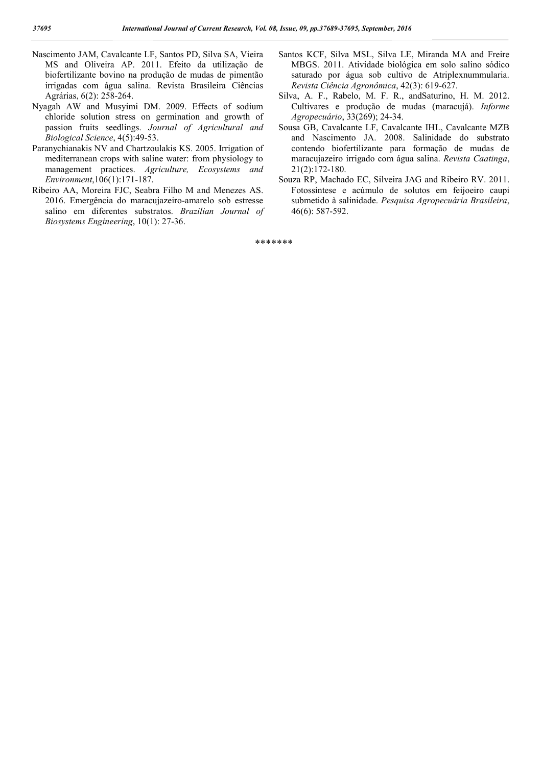Nascimento JAM, Cavalcante LF, Santos PD, Silva SA, Vieira MS and Oliveira AP. 2011. Efeito da utilização de biofertilizante bovino na produção de mudas de pimentão irrigadas com água salina. Revista Brasileira Ciências Agrárias, 6(2): 258-264.

Nyagah AW and Musyimi DM. 2009. Effects of sodium chloride solution stress on germination and growth of passion fruits seedlings. *Journal of Agricultural and Biological Science*, 4(5):49-53.

Paranychianakis NV and Chartzoulakis KS. 2005. Irrigation of mediterranean crops with saline water: from physiology to management practices. *Agriculture, Ecosystems and Environment*,106(1):171-187.

Ribeiro AA, Moreira FJC, Seabra Filho M and Menezes AS. 2016. Emergência do maracujazeiro-amarelo sob estresse salino em diferentes substratos. *Brazilian Journal of Biosystems Engineering*, 10(1): 27-36.

Santos KCF, Silva MSL, Silva LE, Miranda MA and Freire MBGS. 2011. Atividade biológica em solo salino sódico saturado por água sob cultivo de Atriplexnummularia. *Revista Ciência Agronômica*, 42(3): 619-627.

Silva, A. F., Rabelo, M. F. R., andSaturino, H. M. 2012. Cultivares e produção de mudas (maracujá). *Informe Agropecuário*, 33(269); 24-34.

Sousa GB, Cavalcante LF, Cavalcante IHL, Cavalcante MZB and Nascimento JA. 2008. Salinidade do substrato contendo biofertilizante para formação de mudas de maracujazeiro irrigado com água salina. *Revista Caatinga*, 21(2):172-180.

Souza RP, Machado EC, Silveira JAG and Ribeiro RV. 2011. Fotossíntese e acúmulo de solutos em feijoeiro caupi submetido à salinidade. *Pesquisa Agropecuária Brasileira*, 46(6): 587-592.

*******